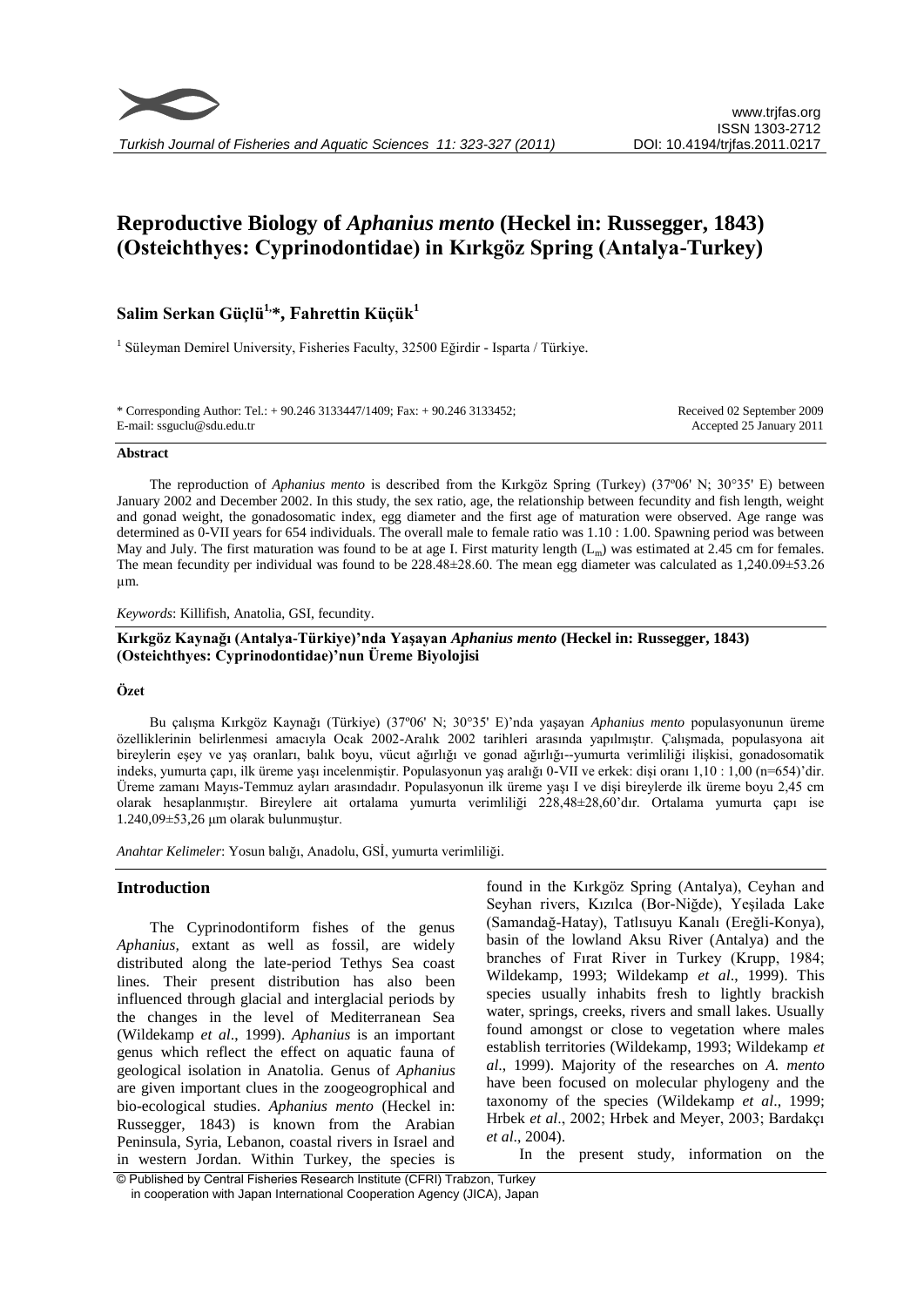# Reproductive Biology of *Aphanius mento* (Heckel in: Russegger, 1843) (Osteichthyes: Cyprinodontidae) in Kırkgöz Spring (Antalya-Turkey)

**Salim Serkan Güçlü[1,*], Fahrettin Küçük[1]**

[1] Süleyman Demirel University, Fisheries Faculty, 32500 Eğirdir - Isparta / Türkiye.

\* Corresponding Author: Tel.: + 90.246 3133447/1409; Fax: + 90.246 3133452; E-mail: ssguclu@sdu.edu.tr

Received 02 September 2009
Accepted 25 January 2011

## Abstract

The reproduction of *Aphanius mento* is described from the Kırkgöz Spring (Turkey) (37º06' N; 30°35' E) between January 2002 and December 2002. In this study, the sex ratio, age, the relationship between fecundity and fish length, weight and gonad weight, the gonadosomatic index, egg diameter and the first age of maturation were observed. Age range was determined as 0-VII years for 654 individuals. The overall male to female ratio was 1.10 : 1.00. Spawning period was between May and July. The first maturation was found to be at age I. First maturity length ($L_m$) was estimated at 2.45 cm for females. The mean fecundity per individual was found to be 228.48±28.60. The mean egg diameter was calculated as 1,240.09±53.26 µm.

*Keywords*: Killifish, Anatolia, GSI, fecundity.

**Kırkgöz Kaynağı (Antalya-Türkiye)'nda Yaşayan *Aphanius mento* (Heckel in: Russegger, 1843) (Osteichthyes: Cyprinodontidae)'nun Üreme Biyolojisi**

## Özet

Bu çalışma Kırkgöz Kaynağı (Türkiye) (37º06' N; 30°35' E)'nda yaşayan *Aphanius mento* populasyonunun üreme özelliklerinin belirlenmesi amacıyla Ocak 2002-Aralık 2002 tarihleri arasında yapılmıştır. Çalışmada, populasyona ait bireylerin eşey ve yaş oranları, balık boyu, vücut ağırlığı ve gonad ağırlığı--yumurta verimliliği ilişkisi, gonadosomatik indeks, yumurta çapı, ilk üreme yaşı incelenmiştir. Populasyonun yaş aralığı 0-VII ve erkek: dişi oranı 1,10 : 1,00 (n=654)'dir. Üreme zamanı Mayıs-Temmuz ayları arasındadır. Populasyonun ilk üreme yaşı I ve dişi bireylerde ilk üreme boyu 2,45 cm olarak hesaplanmıştır. Bireylere ait ortalama yumurta verimliliği 228,48±28,60'dır. Ortalama yumurta çapı ise 1.240,09±53,26 µm olarak bulunmuştur.

*Anahtar Kelimeler*: Yosun balığı, Anadolu, GSİ, yumurta verimliliği.

## Introduction

The Cyprinodontiform fishes of the genus *Aphanius*, extant as well as fossil, are widely distributed along the late-period Tethys Sea coast lines. Their present distribution has also been influenced through glacial and interglacial periods by the changes in the level of Mediterranean Sea (Wildekamp *et al*., 1999). *Aphanius* is an important genus which reflect the effect on aquatic fauna of geological isolation in Anatolia. Genus of *Aphanius* are given important clues in the zoogeographical and bio-ecological studies. *Aphanius mento* (Heckel in: Russegger, 1843) is known from the Arabian Peninsula, Syria, Lebanon, coastal rivers in Israel and in western Jordan. Within Turkey, the species is found in the Kırkgöz Spring (Antalya), Ceyhan and Seyhan rivers, Kızılca (Bor-Niğde), Yeşilada Lake (Samandağ-Hatay), Tatlısuyu Kanalı (Ereğli-Konya), basin of the lowland Aksu River (Antalya) and the branches of Fırat River in Turkey (Krupp, 1984; Wildekamp, 1993; Wildekamp *et al*., 1999). This species usually inhabits fresh to lightly brackish water, springs, creeks, rivers and small lakes. Usually found amongst or close to vegetation where males establish territories (Wildekamp, 1993; Wildekamp *et al*., 1999). Majority of the researches on *A. mento* have been focused on molecular phylogeny and the taxonomy of the species (Wildekamp *et al*., 1999; Hrbek *et al*., 2002; Hrbek and Meyer, 2003; Bardakçı *et al*., 2004).

In the present study, information on the

© Published by Central Fisheries Research Institute (CFRI) Trabzon, Turkey in cooperation with Japan International Cooperation Agency (JICA), Japan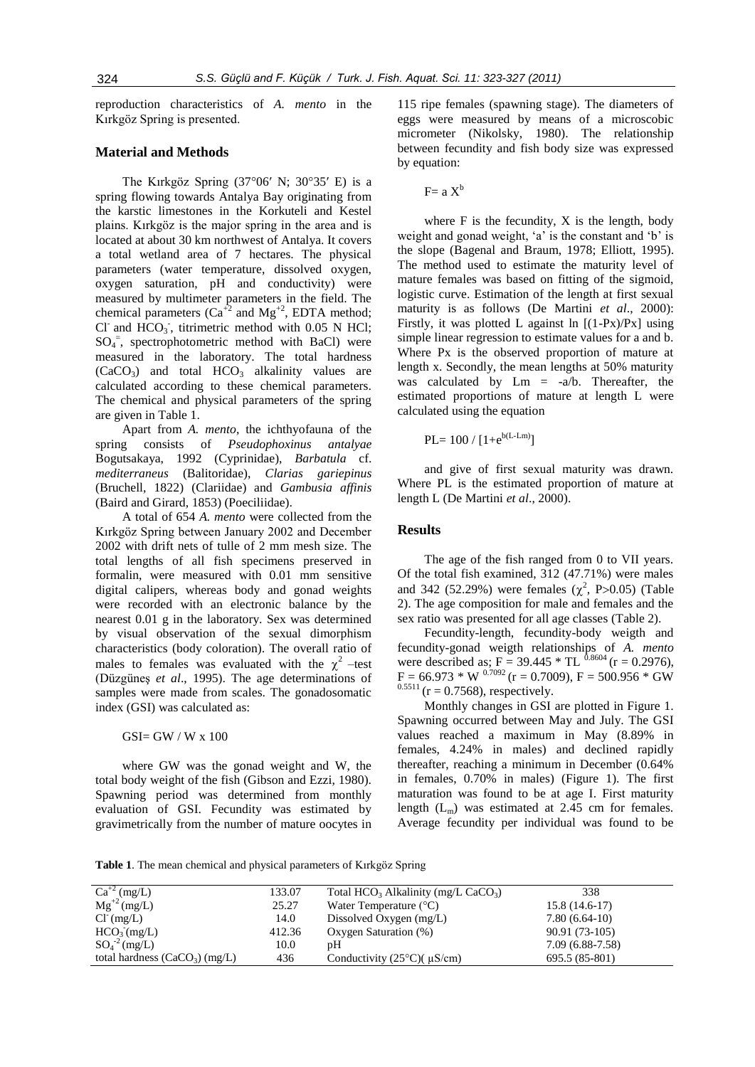reproduction characteristics of *A. mento* in the Kırkgöz Spring is presented.

## Material and Methods

The Kırkgöz Spring (37°06′ N; 30°35′ E) is a spring flowing towards Antalya Bay originating from the karstic limestones in the Korkuteli and Kestel plains. Kırkgöz is the major spring in the area and is located at about 30 km northwest of Antalya. It covers a total wetland area of 7 hectares. The physical parameters (water temperature, dissolved oxygen, oxygen saturation, pH and conductivity) were measured by multimeter parameters in the field. The chemical parameters ($Ca^{+2}$ and $Mg^{+2}$, EDTA method; $Cl^-$ and $HCO_3^-$, titrimetric method with 0.05 N HCl; $SO_4^=$, spectrophotometric method with BaCl) were measured in the laboratory. The total hardness ($CaCO_3$) and total $HCO_3$ alkalinity values are calculated according to these chemical parameters. The chemical and physical parameters of the spring are given in Table 1.

Apart from *A. mento*, the ichthyofauna of the spring consists of *Pseudophoxinus antalyae* Bogutsakaya, 1992 (Cyprinidae), *Barbatula* cf. *mediterraneus* (Balitoridae), *Clarias gariepinus* (Bruchell, 1822) (Clariidae) and *Gambusia affinis* (Baird and Girard, 1853) (Poeciliidae).

A total of 654 *A. mento* were collected from the Kırkgöz Spring between January 2002 and December 2002 with drift nets of tulle of 2 mm mesh size. The total lengths of all fish specimens preserved in formalin, were measured with 0.01 mm sensitive digital calipers, whereas body and gonad weights were recorded with an electronic balance by the nearest 0.01 g in the laboratory. Sex was determined by visual observation of the sexual dimorphism characteristics (body coloration). The overall ratio of males to females was evaluated with the $\chi^2$ –test (Düzgüneş *et al*., 1995). The age determinations of samples were made from scales. The gonadosomatic index (GSI) was calculated as:

$$GSI = GW / W \times 100$$

where GW was the gonad weight and W, the total body weight of the fish (Gibson and Ezzi, 1980). Spawning period was determined from monthly evaluation of GSI. Fecundity was estimated by gravimetrically from the number of mature oocytes in 115 ripe females (spawning stage). The diameters of eggs were measured by means of a microscobic micrometer (Nikolsky, 1980). The relationship between fecundity and fish body size was expressed by equation:

$$F = a X^b$$

where F is the fecundity, X is the length, body weight and gonad weight, 'a' is the constant and 'b' is the slope (Bagenal and Braum, 1978; Elliott, 1995). The method used to estimate the maturity level of mature females was based on fitting of the sigmoid, logistic curve. Estimation of the length at first sexual maturity is as follows (De Martini *et al*., 2000): Firstly, it was plotted L against $\ln [(1-Px)/Px]$ using simple linear regression to estimate values for a and b. Where Px is the observed proportion of mature at length x. Secondly, the mean lengths at 50% maturity was calculated by $Lm = -a/b$. Thereafter, the estimated proportions of mature at length L were calculated using the equation

$$PL = 100 / [1+e^{b(L-Lm)}]$$

and give of first sexual maturity was drawn. Where PL is the estimated proportion of mature at length L (De Martini *et al*., 2000).

## Results

The age of the fish ranged from 0 to VII years. Of the total fish examined, 312 (47.71%) were males and 342 (52.29%) were females ($\chi^2$, P>0.05) (Table 2). The age composition for male and females and the sex ratio was presented for all age classes (Table 2).

Fecundity-length, fecundity-body weigth and fecundity-gonad weigth relationships of *A. mento* were described as; $F = 39.445 * TL^{0.8604}$ ($r = 0.2976$), $F = 66.973 * W^{0.7092}$ ($r = 0.7009$), $F = 500.956 * GW^{0.5511}$ ($r = 0.7568$), respectively.

Monthly changes in GSI are plotted in Figure 1. Spawning occurred between May and July. The GSI values reached a maximum in May (8.89% in females, 4.24% in males) and declined rapidly thereafter, reaching a minimum in December (0.64% in females, 0.70% in males) (Figure 1). The first maturation was found to be at age I. First maturity length ($L_m$) was estimated at 2.45 cm for females. Average fecundity per individual was found to be

**Table 1**. The mean chemical and physical parameters of Kırkgöz Spring

| | | | |
|---|---|---|---|
| $Ca^{+2}$ (mg/L) | 133.07 | Total $HCO_3$ Alkalinity (mg/L $CaCO_3$) | 338 |
| $Mg^{+2}$ (mg/L) | 25.27 | Water Temperature (°C) | 15.8 (14.6-17) |
| $Cl^-$ (mg/L) | 14.0 | Dissolved Oxygen (mg/L) | 7.80 (6.64-10) |
| $HCO_3^-$ (mg/L) | 412.36 | Oxygen Saturation (%) | 90.91 (73-105) |
| $SO_4^{-2}$ (mg/L) | 10.0 | pH | 7.09 (6.88-7.58) |
| total hardness ($CaCO_3$) (mg/L) | 436 | Conductivity (25°C)( µS/cm) | 695.5 (85-801) |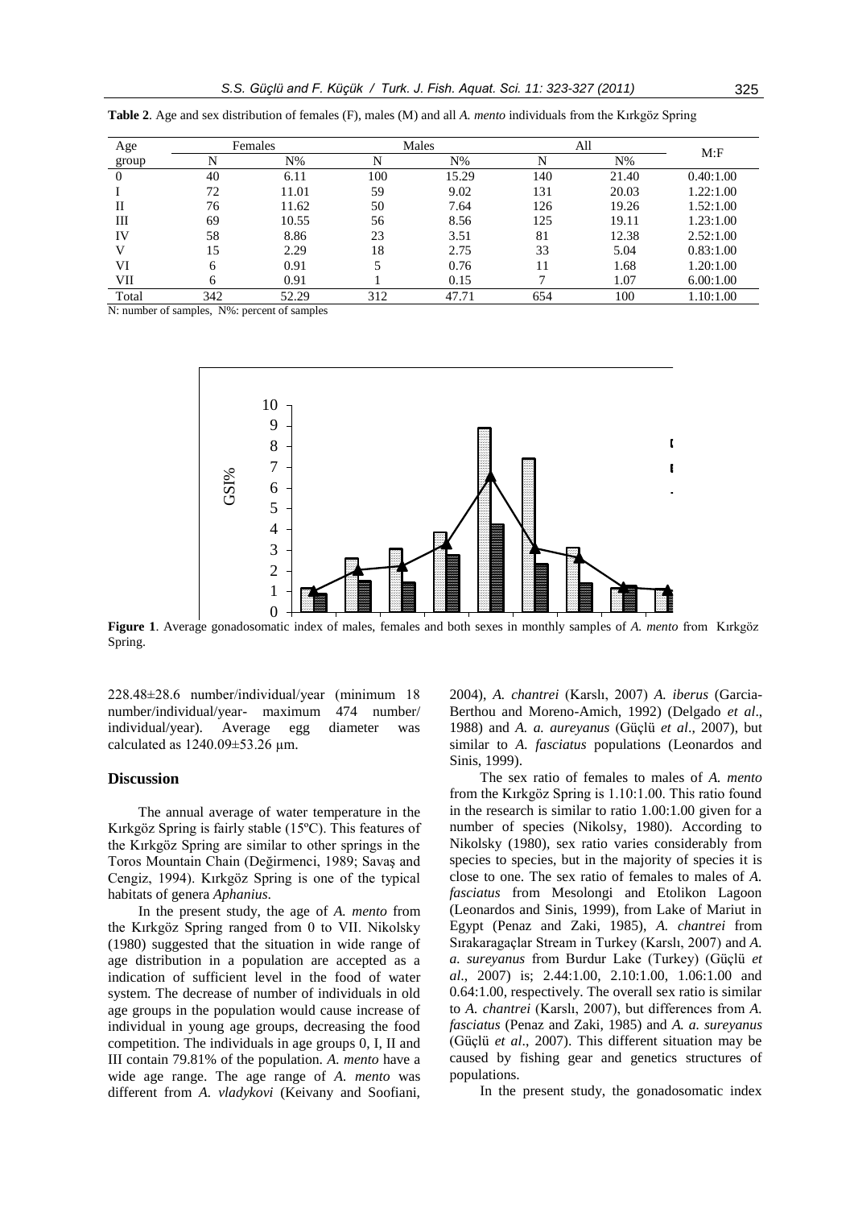**Table 2**. Age and sex distribution of females (F), males (M) and all *A. mento* individuals from the Kırkgöz Spring

| Age group | Females | | Males | | All | | M:F |
|---|---|---|---|---|---|---|---|
| | N | N% | N | N% | N | N% | |
| 0 | 40 | 6.11 | 100 | 15.29 | 140 | 21.40 | 0.40:1.00 |
| I | 72 | 11.01 | 59 | 9.02 | 131 | 20.03 | 1.22:1.00 |
| II | 76 | 11.62 | 50 | 7.64 | 126 | 19.26 | 1.52:1.00 |
| III | 69 | 10.55 | 56 | 8.56 | 125 | 19.11 | 1.23:1.00 |
| IV | 58 | 8.86 | 23 | 3.51 | 81 | 12.38 | 2.52:1.00 |
| V | 15 | 2.29 | 18 | 2.75 | 33 | 5.04 | 0.83:1.00 |
| VI | 6 | 0.91 | 5 | 0.76 | 11 | 1.68 | 1.20:1.00 |
| VII | 6 | 0.91 | 1 | 0.15 | 7 | 1.07 | 6.00:1.00 |
| Total | 342 | 52.29 | 312 | 47.71 | 654 | 100 | 1.10:1.00 |

N: number of samples, N%: percent of samples

**Figure 1**. Average gonadosomatic index of males, females and both sexes in monthly samples of *A. mento* from Kırkgöz Spring.

228.48±28.6 number/individual/year (minimum 18 number/individual/year- maximum 474 number/individual/year). Average egg diameter was calculated as 1240.09±53.26 μm.

## Discussion

The annual average of water temperature in the Kırkgöz Spring is fairly stable (15ºC). This features of the Kırkgöz Spring are similar to other springs in the Toros Mountain Chain (Değirmenci, 1989; Savaş and Cengiz, 1994). Kırkgöz Spring is one of the typical habitats of genera *Aphanius*.

In the present study, the age of *A. mento* from the Kırkgöz Spring ranged from 0 to VII. Nikolsky (1980) suggested that the situation in wide range of age distribution in a population are accepted as a indication of sufficient level in the food of water system. The decrease of number of individuals in old age groups in the population would cause increase of individual in young age groups, decreasing the food competition. The individuals in age groups 0, I, II and III contain 79.81% of the population. *A. mento* have a wide age range. The age range of *A. mento* was different from *A. vladykovi* (Keivany and Soofiani, 2004), *A. chantrei* (Karslı, 2007) *A. iberus* (Garcia-Berthou and Moreno-Amich, 1992) (Delgado *et al*., 1988) and *A. a. aureyanus* (Güçlü *et al*., 2007), but similar to *A. fasciatus* populations (Leonardos and Sinis, 1999).

The sex ratio of females to males of *A. mento* from the Kırkgöz Spring is 1.10:1.00. This ratio found in the research is similar to ratio 1.00:1.00 given for a number of species (Nikolsy, 1980). According to Nikolsky (1980), sex ratio varies considerably from species to species, but in the majority of species it is close to one. The sex ratio of females to males of *A. fasciatus* from Mesolongi and Etolikon Lagoon (Leonardos and Sinis, 1999), from Lake of Mariut in Egypt (Penaz and Zaki, 1985), *A. chantrei* from Sırakaragaçlar Stream in Turkey (Karslı, 2007) and *A. a. sureyanus* from Burdur Lake (Turkey) (Güçlü *et al*., 2007) is; 2.44:1.00, 2.10:1.00, 1.06:1.00 and 0.64:1.00, respectively. The overall sex ratio is similar to *A. chantrei* (Karslı, 2007), but differences from *A. fasciatus* (Penaz and Zaki, 1985) and *A. a. sureyanus* (Güçlü *et al*., 2007). This different situation may be caused by fishing gear and genetics structures of populations.

In the present study, the gonadosomatic index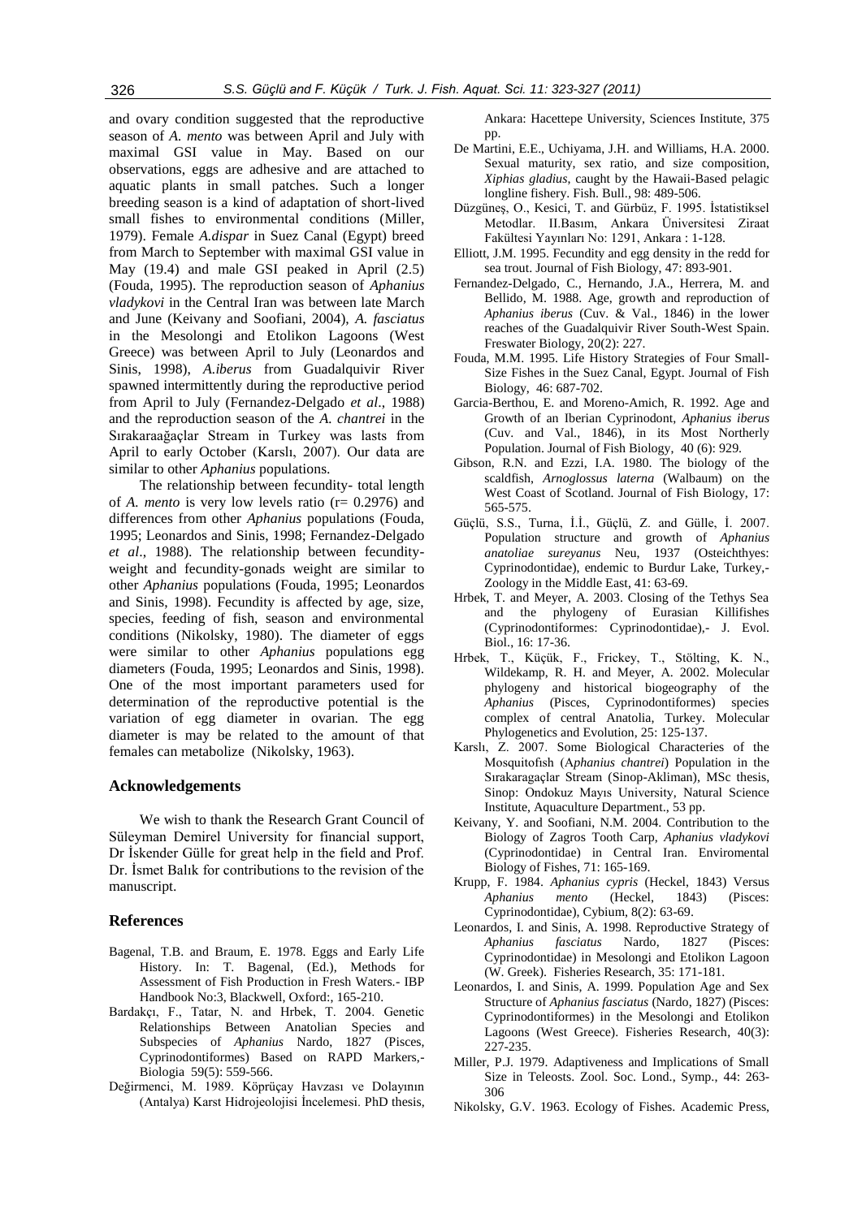and ovary condition suggested that the reproductive season of *A. mento* was between April and July with maximal GSI value in May. Based on our observations, eggs are adhesive and are attached to aquatic plants in small patches. Such a longer breeding season is a kind of adaptation of short-lived small fishes to environmental conditions (Miller, 1979). Female *A.dispar* in Suez Canal (Egypt) breed from March to September with maximal GSI value in May (19.4) and male GSI peaked in April (2.5) (Fouda, 1995). The reproduction season of *Aphanius vladykovi* in the Central Iran was between late March and June (Keivany and Soofiani, 2004), *A. fasciatus* in the Mesolongi and Etolikon Lagoons (West Greece) was between April to July (Leonardos and Sinis, 1998), *A.iberus* from Guadalquivir River spawned intermittently during the reproductive period from April to July (Fernandez-Delgado *et al*., 1988) and the reproduction season of the *A. chantrei* in the Sırakaraağaçlar Stream in Turkey was lasts from April to early October (Karslı, 2007). Our data are similar to other *Aphanius* populations.

The relationship between fecundity- total length of *A. mento* is very low levels ratio (r= 0.2976) and differences from other *Aphanius* populations (Fouda, 1995; Leonardos and Sinis, 1998; Fernandez-Delgado *et al*., 1988). The relationship between fecundity-weight and fecundity-gonads weight are similar to other *Aphanius* populations (Fouda, 1995; Leonardos and Sinis, 1998). Fecundity is affected by age, size, species, feeding of fish, season and environmental conditions (Nikolsky, 1980). The diameter of eggs were similar to other *Aphanius* populations egg diameters (Fouda, 1995; Leonardos and Sinis, 1998). One of the most important parameters used for determination of the reproductive potential is the variation of egg diameter in ovarian. The egg diameter is may be related to the amount of that females can metabolize (Nikolsky, 1963).

## Acknowledgements

We wish to thank the Research Grant Council of Süleyman Demirel University for financial support, Dr İskender Gülle for great help in the field and Prof. Dr. İsmet Balık for contributions to the revision of the manuscript.

## References

Bagenal, T.B. and Braum, E. 1978. Eggs and Early Life History. In: T. Bagenal, (Ed.), Methods for Assessment of Fish Production in Fresh Waters.- IBP Handbook No:3, Blackwell, Oxford:, 165-210.

Bardakçı, F., Tatar, N. and Hrbek, T. 2004. Genetic Relationships Between Anatolian Species and Subspecies of *Aphanius* Nardo, 1827 (Pisces, Cyprinodontiformes) Based on RAPD Markers,- Biologia 59(5): 559-566.

Değirmenci, M. 1989. Köprüçay Havzası ve Dolayının (Antalya) Karst Hidrojeolojisi İncelemesi. PhD thesis, Ankara: Hacettepe University, Sciences Institute, 375 pp.

De Martini, E.E., Uchiyama, J.H. and Williams, H.A. 2000. Sexual maturity, sex ratio, and size composition, *Xiphias gladius*, caught by the Hawaii-Based pelagic longline fishery. Fish. Bull., 98: 489-506.

Düzgüneş, O., Kesici, T. and Gürbüz, F. 1995. İstatistiksel Metodlar. II.Basım, Ankara Üniversitesi Ziraat Fakültesi Yayınları No: 1291, Ankara : 1-128.

Elliott, J.M. 1995. Fecundity and egg density in the redd for sea trout. Journal of Fish Biology, 47: 893-901.

Fernandez-Delgado, C., Hernando, J.A., Herrera, M. and Bellido, M. 1988. Age, growth and reproduction of *Aphanius iberus* (Cuv. & Val., 1846) in the lower reaches of the Guadalquivir River South-West Spain. Freswater Biology, 20(2): 227.

Fouda, M.M. 1995. Life History Strategies of Four Small-Size Fishes in the Suez Canal, Egypt. Journal of Fish Biology, 46: 687-702.

Garcia-Berthou, E. and Moreno-Amich, R. 1992. Age and Growth of an Iberian Cyprinodont, *Aphanius iberus* (Cuv. and Val., 1846), in its Most Northerly Population. Journal of Fish Biology, 40 (6): 929.

Gibson, R.N. and Ezzi, I.A. 1980. The biology of the scaldfish, *Arnoglossus laterna* (Walbaum) on the West Coast of Scotland. Journal of Fish Biology, 17: 565-575.

Güçlü, S.S., Turna, İ.İ., Güçlü, Z. and Gülle, İ. 2007. Population structure and growth of *Aphanius anatoliae sureyanus* Neu, 1937 (Osteichthyes: Cyprinodontidae), endemic to Burdur Lake, Turkey,- Zoology in the Middle East, 41: 63-69.

Hrbek, T. and Meyer, A. 2003. Closing of the Tethys Sea and the phylogeny of Eurasian Killifishes (Cyprinodontiformes: Cyprinodontidae),- J. Evol. Biol., 16: 17-36.

Hrbek, T., Küçük, F., Frickey, T., Stölting, K. N., Wildekamp, R. H. and Meyer, A. 2002. Molecular phylogeny and historical biogeography of the *Aphanius* (Pisces, Cyprinodontiformes) species complex of central Anatolia, Turkey. Molecular Phylogenetics and Evolution, 25: 125-137.

Karslı, Z. 2007. Some Biological Characteries of the Mosquitofish (*Aphanius chantrei*) Population in the Sırakaragaçlar Stream (Sinop-Akliman), MSc thesis, Sinop: Ondokuz Mayıs University, Natural Science Institute, Aquaculture Department., 53 pp.

Keivany, Y. and Soofiani, N.M. 2004. Contribution to the Biology of Zagros Tooth Carp, *Aphanius vladkovi* (Cyprinodontidae) in Central Iran. Enviromental Biology of Fishes, 71: 165-169.

Krupp, F. 1984. *Aphanius cypris* (Heckel, 1843) Versus *Aphanius mento* (Heckel, 1843) (Pisces: Cyprinodontidae), Cybium, 8(2): 63-69.

Leonardos, I. and Sinis, A. 1998. Reproductive Strategy of *Aphanius fasciatus* Nardo, 1827 (Pisces: Cyprinodontidae) in Mesolongi and Etolikon Lagoon (W. Greek). Fisheries Research, 35: 171-181.

Leonardos, I. and Sinis, A. 1999. Population Age and Sex Structure of *Aphanius fasciatus* (Nardo, 1827) (Pisces: Cyprinodontiformes) in the Mesolongi and Etolikon Lagoons (West Greece). Fisheries Research, 40(3): 227-235.

Miller, P.J. 1979. Adaptiveness and Implications of Small Size in Teleosts. Zool. Soc. Lond., Symp., 44: 263-306

Nikolsky, G.V. 1963. Ecology of Fishes. Academic Press,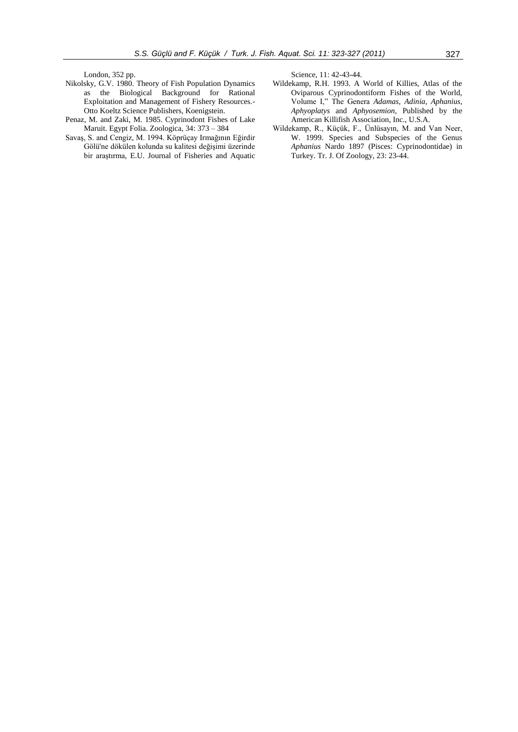London, 352 pp.

Nikolsky, G.V. 1980. Theory of Fish Population Dynamics as the Biological Background for Rational Exploitation and Management of Fishery Resources.- Otto Koeltz Science Publishers, Koenigstein.

Penaz, M. and Zaki, M. 1985. Cyprinodont Fishes of Lake Maruit. Egypt Folia. Zoologica, 34: 373 – 384

Savaş, S. and Cengiz, M. 1994. Köprüçay Irmağının Eğirdir Gölü'ne dökülen kolunda su kalitesi değişimi üzerinde bir araştırma, E.U. Journal of Fisheries and Aquatic Science, 11: 42-43-44.

Wildekamp, R.H. 1993. A World of Killies, Atlas of the Oviparous Cyprinodontiform Fishes of the World, Volume I," The Genera *Adamas*, *Adinia*, *Aphanius*, *Aphyoplatys* and *Aphyosemion,* Published by the American Killifish Association, Inc., U.S.A.

Wildekamp, R., Küçük, F., Ünlüsayın, M. and Van Neer, W. 1999. Species and Subspecies of the Genus *Aphanius* Nardo 1897 (Pisces: Cyprinodontidae) in Turkey. Tr. J. Of Zoology, 23: 23-44.